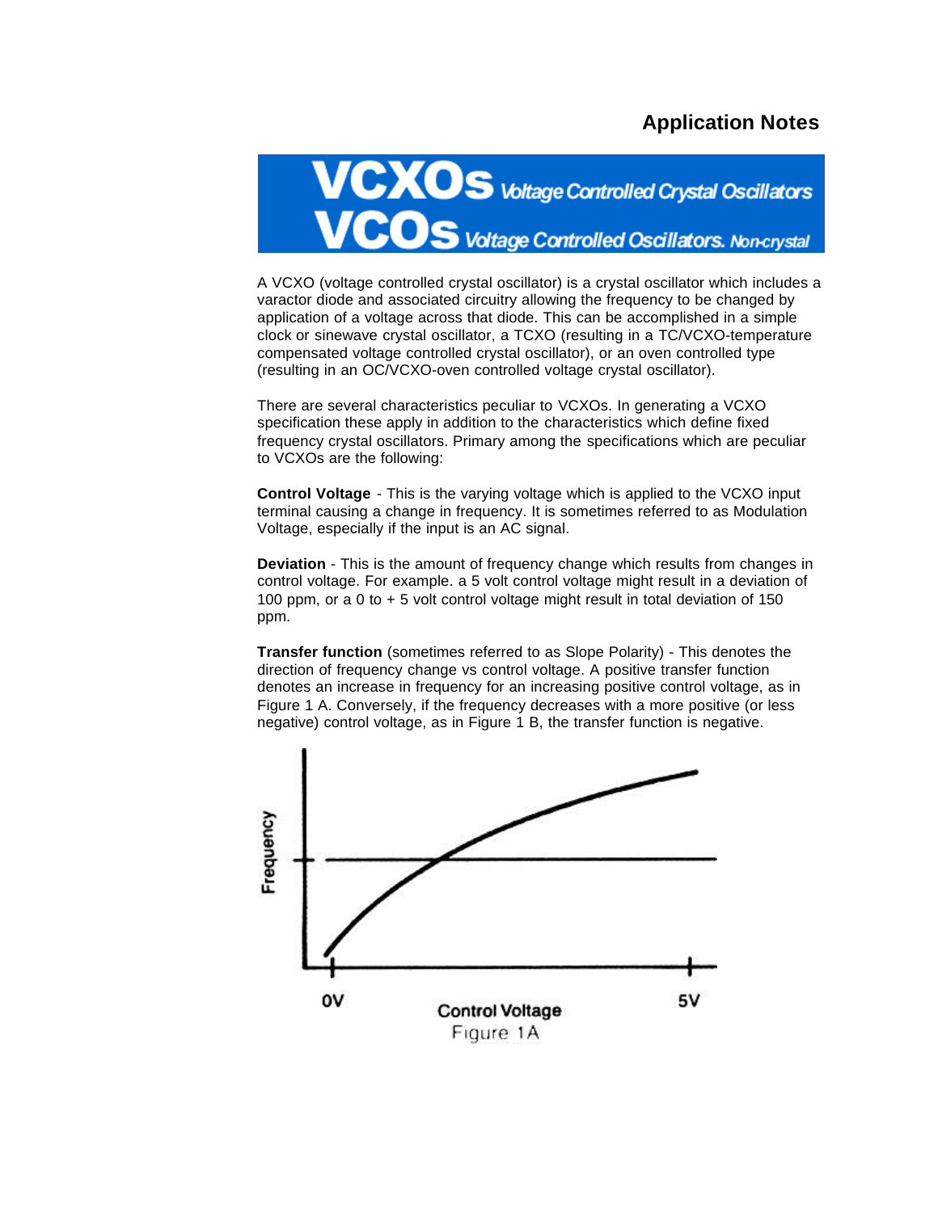## Application Notes

# VCXOs *Voltage Controlled Crystal Oscillators*
# VCOs *Voltage Controlled Oscillators. Non-crystal*

A VCXO (voltage controlled crystal oscillator) is a crystal oscillator which includes a varactor diode and associated circuitry allowing the frequency to be changed by application of a voltage across that diode. This can be accomplished in a simple clock or sinewave crystal oscillator, a TCXO (resulting in a TC/VCXO-temperature compensated voltage controlled crystal oscillator), or an oven controlled type (resulting in an OC/VCXO-oven controlled voltage crystal oscillator).

There are several characteristics peculiar to VCXOs. In generating a VCXO specification these apply in addition to the characteristics which define fixed frequency crystal oscillators. Primary among the specifications which are peculiar to VCXOs are the following:

**Control Voltage** - This is the varying voltage which is applied to the VCXO input terminal causing a change in frequency. It is sometimes referred to as Modulation Voltage, especially if the input is an AC signal.

**Deviation** - This is the amount of frequency change which results from changes in control voltage. For example. a 5 volt control voltage might result in a deviation of 100 ppm, or a 0 to + 5 volt control voltage might result in total deviation of 150 ppm.

**Transfer function** (sometimes referred to as Slope Polarity) - This denotes the direction of frequency change vs control voltage. A positive transfer function denotes an increase in frequency for an increasing positive control voltage, as in Figure 1 A. Conversely, if the frequency decreases with a more positive (or less negative) control voltage, as in Figure 1 B, the transfer function is negative.

Frequency

0V

Control Voltage

5V

Figure 1A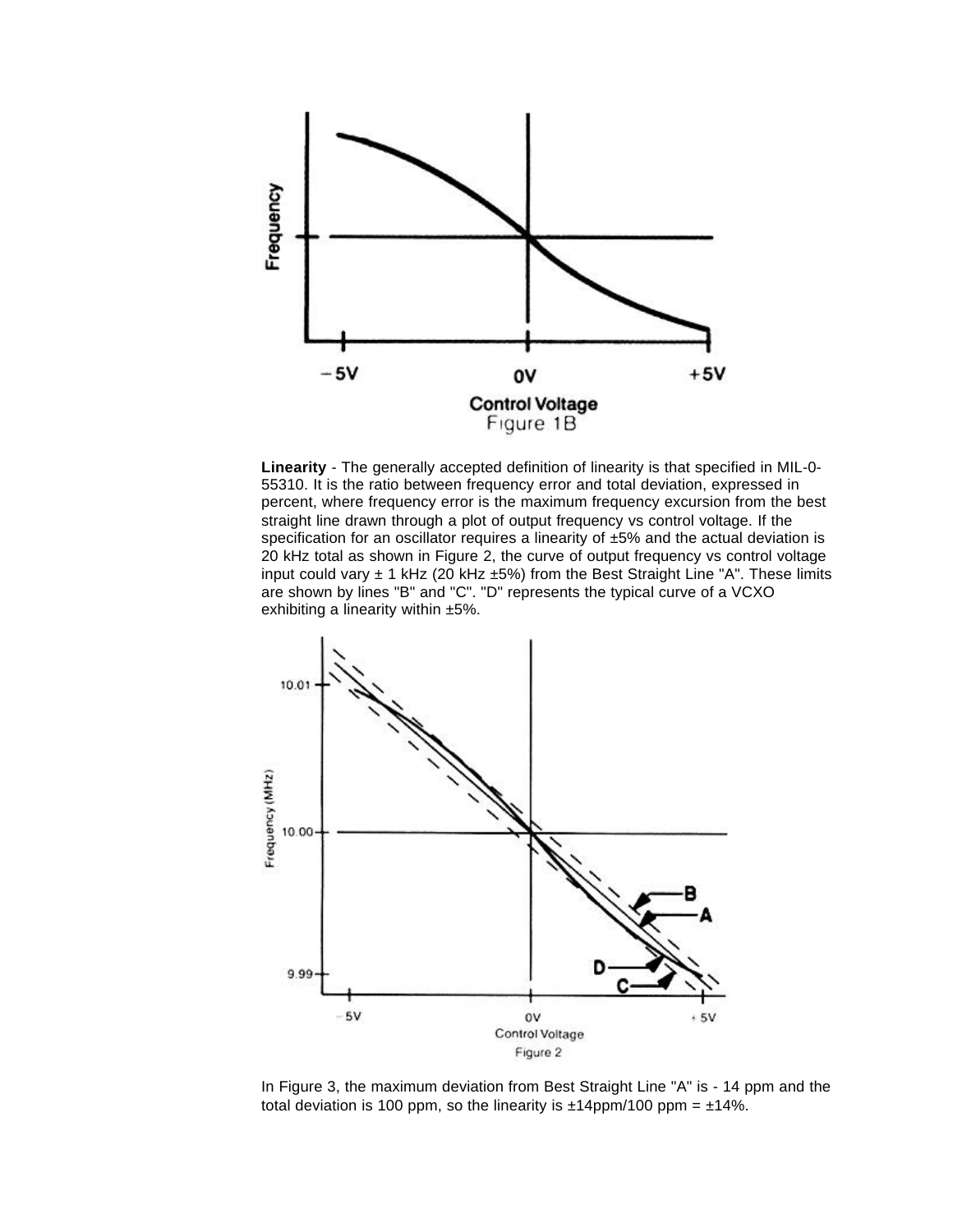Figure 1B

**Linearity** - The generally accepted definition of linearity is that specified in MIL-0-55310. It is the ratio between frequency error and total deviation, expressed in percent, where frequency error is the maximum frequency excursion from the best straight line drawn through a plot of output frequency vs control voltage. If the specification for an oscillator requires a linearity of ±5% and the actual deviation is 20 kHz total as shown in Figure 2, the curve of output frequency vs control voltage input could vary ± 1 kHz (20 kHz ±5%) from the Best Straight Line "A". These limits are shown by lines "B" and "C". "D" represents the typical curve of a VCXO exhibiting a linearity within ±5%.

Figure 2

In Figure 3, the maximum deviation from Best Straight Line "A" is - 14 ppm and the total deviation is 100 ppm, so the linearity is ±14ppm/100 ppm = ±14%.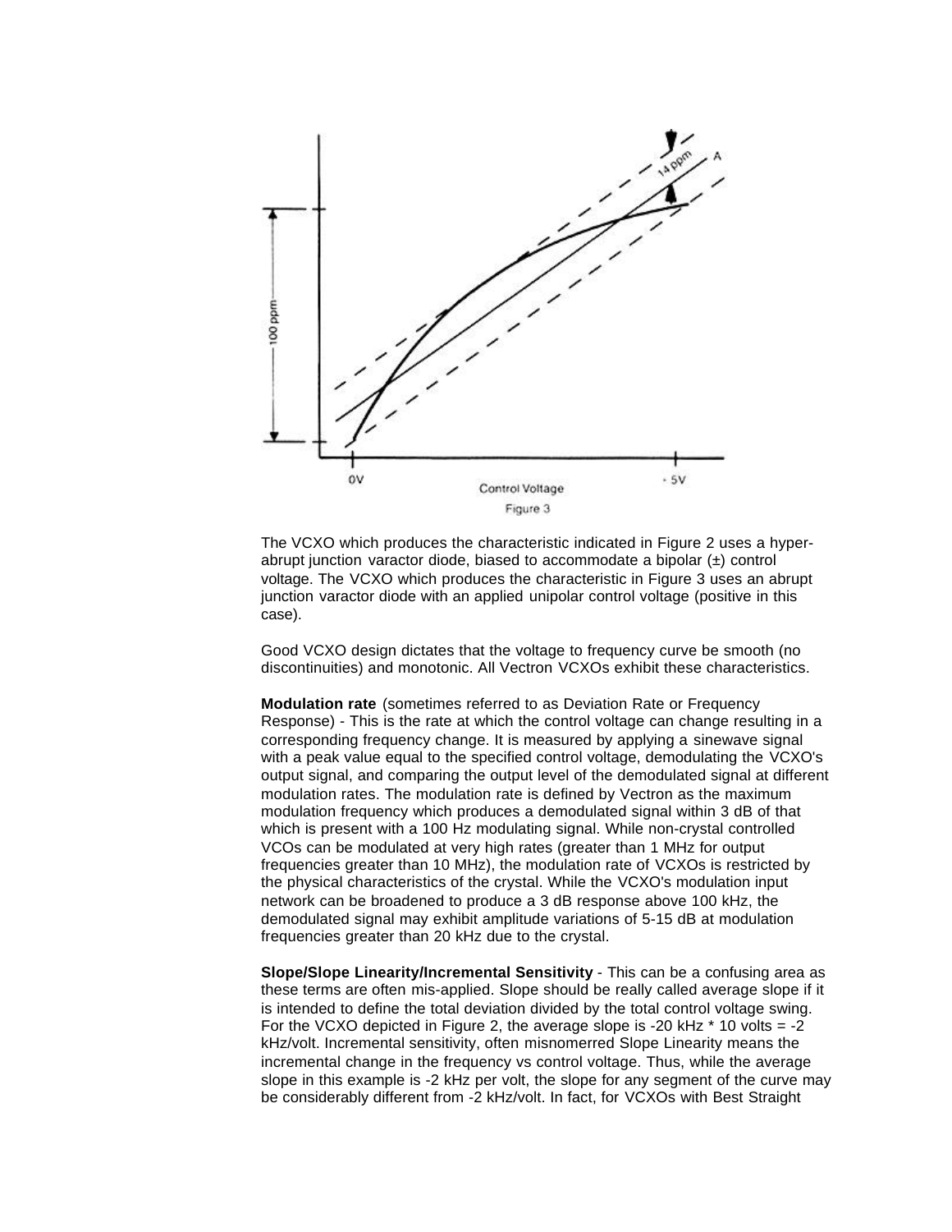Figure 3

The VCXO which produces the characteristic indicated in Figure 2 uses a hyper-abrupt junction varactor diode, biased to accommodate a bipolar (±) control voltage. The VCXO which produces the characteristic in Figure 3 uses an abrupt junction varactor diode with an applied unipolar control voltage (positive in this case).

Good VCXO design dictates that the voltage to frequency curve be smooth (no discontinuities) and monotonic. All Vectron VCXOs exhibit these characteristics.

**Modulation rate** (sometimes referred to as Deviation Rate or Frequency Response) - This is the rate at which the control voltage can change resulting in a corresponding frequency change. It is measured by applying a sinewave signal with a peak value equal to the specified control voltage, demodulating the VCXO's output signal, and comparing the output level of the demodulated signal at different modulation rates. The modulation rate is defined by Vectron as the maximum modulation frequency which produces a demodulated signal within 3 dB of that which is present with a 100 Hz modulating signal. While non-crystal controlled VCOs can be modulated at very high rates (greater than 1 MHz for output frequencies greater than 10 MHz), the modulation rate of VCXOs is restricted by the physical characteristics of the crystal. While the VCXO's modulation input network can be broadened to produce a 3 dB response above 100 kHz, the demodulated signal may exhibit amplitude variations of 5-15 dB at modulation frequencies greater than 20 kHz due to the crystal.

**Slope/Slope Linearity/Incremental Sensitivity** - This can be a confusing area as these terms are often mis-applied. Slope should be really called average slope if it is intended to define the total deviation divided by the total control voltage swing. For the VCXO depicted in Figure 2, the average slope is -20 kHz * 10 volts = -2 kHz/volt. Incremental sensitivity, often misnomerred Slope Linearity means the incremental change in the frequency vs control voltage. Thus, while the average slope in this example is -2 kHz per volt, the slope for any segment of the curve may be considerably different from -2 kHz/volt. In fact, for VCXOs with Best Straight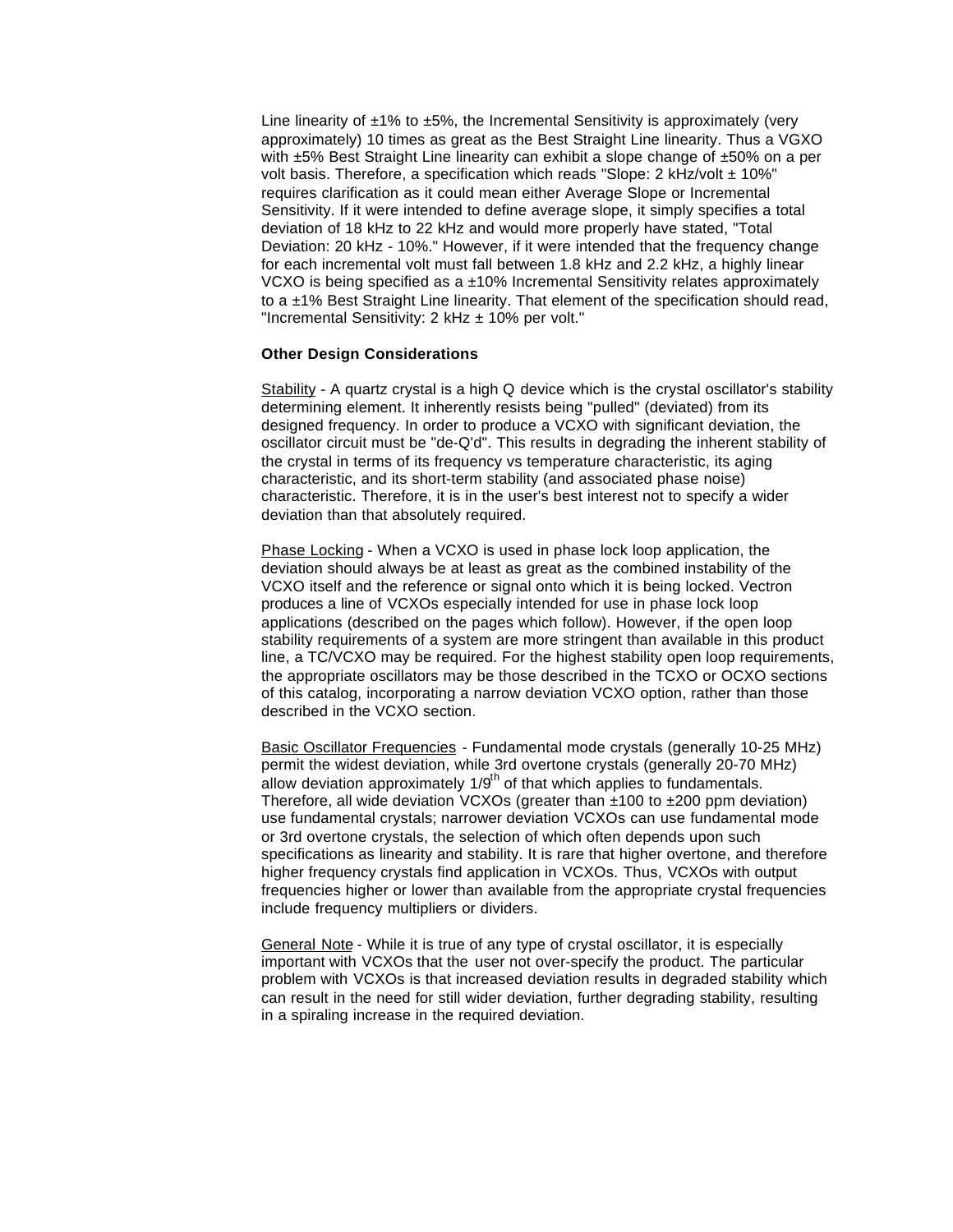Line linearity of ±1% to ±5%, the Incremental Sensitivity is approximately (very approximately) 10 times as great as the Best Straight Line linearity. Thus a VGXO with ±5% Best Straight Line linearity can exhibit a slope change of ±50% on a per volt basis. Therefore, a specification which reads "Slope: 2 kHz/volt ± 10%" requires clarification as it could mean either Average Slope or Incremental Sensitivity. If it were intended to define average slope, it simply specifies a total deviation of 18 kHz to 22 kHz and would more properly have stated, "Total Deviation: 20 kHz - 10%." However, if it were intended that the frequency change for each incremental volt must fall between 1.8 kHz and 2.2 kHz, a highly linear VCXO is being specified as a ±10% Incremental Sensitivity relates approximately to a ±1% Best Straight Line linearity. That element of the specification should read, "Incremental Sensitivity: 2 kHz ± 10% per volt."

**Other Design Considerations**

Stability - A quartz crystal is a high Q device which is the crystal oscillator's stability determining element. It inherently resists being "pulled" (deviated) from its designed frequency. In order to produce a VCXO with significant deviation, the oscillator circuit must be "de-Q'd". This results in degrading the inherent stability of the crystal in terms of its frequency vs temperature characteristic, its aging characteristic, and its short-term stability (and associated phase noise) characteristic. Therefore, it is in the user's best interest not to specify a wider deviation than that absolutely required.

Phase Locking - When a VCXO is used in phase lock loop application, the deviation should always be at least as great as the combined instability of the VCXO itself and the reference or signal onto which it is being locked. Vectron produces a line of VCXOs especially intended for use in phase lock loop applications (described on the pages which follow). However, if the open loop stability requirements of a system are more stringent than available in this product line, a TC/VCXO may be required. For the highest stability open loop requirements, the appropriate oscillators may be those described in the TCXO or OCXO sections of this catalog, incorporating a narrow deviation VCXO option, rather than those described in the VCXO section.

Basic Oscillator Frequencies - Fundamental mode crystals (generally 10-25 MHz) permit the widest deviation, while 3rd overtone crystals (generally 20-70 MHz) allow deviation approximately 1/9th of that which applies to fundamentals. Therefore, all wide deviation VCXOs (greater than ±100 to ±200 ppm deviation) use fundamental crystals; narrower deviation VCXOs can use fundamental mode or 3rd overtone crystals, the selection of which often depends upon such specifications as linearity and stability. It is rare that higher overtone, and therefore higher frequency crystals find application in VCXOs. Thus, VCXOs with output frequencies higher or lower than available from the appropriate crystal frequencies include frequency multipliers or dividers.

General Note - While it is true of any type of crystal oscillator, it is especially important with VCXOs that the user not over-specify the product. The particular problem with VCXOs is that increased deviation results in degraded stability which can result in the need for still wider deviation, further degrading stability, resulting in a spiraling increase in the required deviation.